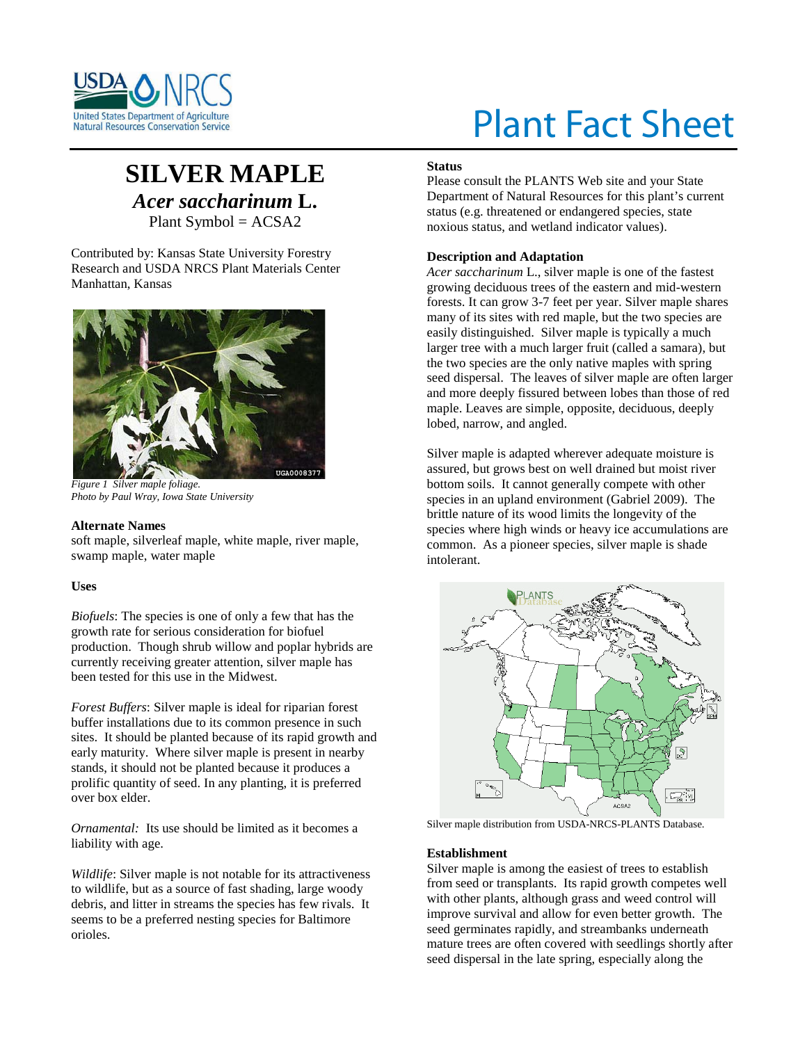# Plant Fact Sheet

## SILVER MAPLE

### *Acer saccharinum* L.

Plant Symbol = ACSA2

Contributed by: Kansas State University Forestry Research and USDA NRCS Plant Materials Center Manhattan, Kansas

*Figure 1 Silver maple foliage. Photo by Paul Wray, Iowa State University*

### Alternate Names

soft maple, silverleaf maple, white maple, river maple, swamp maple, water maple

### Uses

*Biofuels*: The species is one of only a few that has the growth rate for serious consideration for biofuel production. Though shrub willow and poplar hybrids are currently receiving greater attention, silver maple has been tested for this use in the Midwest.

*Forest Buffers*: Silver maple is ideal for riparian forest buffer installations due to its common presence in such sites. It should be planted because of its rapid growth and early maturity. Where silver maple is present in nearby stands, it should not be planted because it produces a prolific quantity of seed. In any planting, it is preferred over box elder.

*Ornamental:* Its use should be limited as it becomes a liability with age.

*Wildlife*: Silver maple is not notable for its attractiveness to wildlife, but as a source of fast shading, large woody debris, and litter in streams the species has few rivals. It seems to be a preferred nesting species for Baltimore orioles.

### Status

Please consult the PLANTS Web site and your State Department of Natural Resources for this plant's current status (e.g. threatened or endangered species, state noxious status, and wetland indicator values).

### Description and Adaptation

*Acer saccharinum* L., silver maple is one of the fastest growing deciduous trees of the eastern and mid-western forests. It can grow 3-7 feet per year. Silver maple shares many of its sites with red maple, but the two species are easily distinguished. Silver maple is typically a much larger tree with a much larger fruit (called a samara), but the two species are the only native maples with spring seed dispersal. The leaves of silver maple are often larger and more deeply fissured between lobes than those of red maple. Leaves are simple, opposite, deciduous, deeply lobed, narrow, and angled.

Silver maple is adapted wherever adequate moisture is assured, but grows best on well drained but moist river bottom soils. It cannot generally compete with other species in an upland environment (Gabriel 2009). The brittle nature of its wood limits the longevity of the species where high winds or heavy ice accumulations are common. As a pioneer species, silver maple is shade intolerant.

Silver maple distribution from USDA-NRCS-PLANTS Database.

### Establishment

Silver maple is among the easiest of trees to establish from seed or transplants. Its rapid growth competes well with other plants, although grass and weed control will improve survival and allow for even better growth. The seed germinates rapidly, and streambanks underneath mature trees are often covered with seedlings shortly after seed dispersal in the late spring, especially along the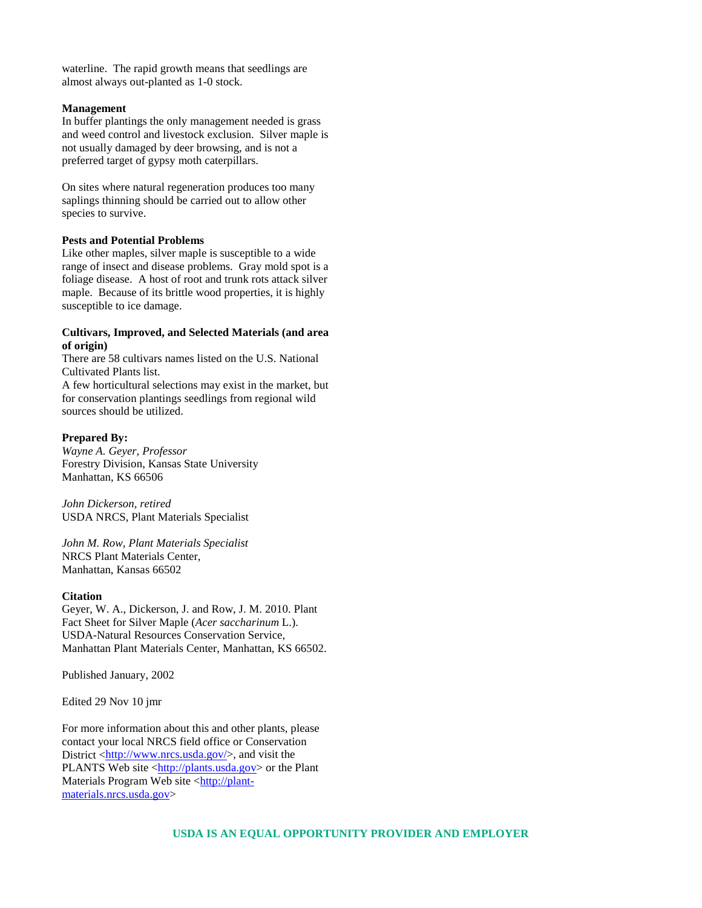waterline. The rapid growth means that seedlings are almost always out-planted as 1-0 stock.

**Management**

In buffer plantings the only management needed is grass and weed control and livestock exclusion. Silver maple is not usually damaged by deer browsing, and is not a preferred target of gypsy moth caterpillars.

On sites where natural regeneration produces too many saplings thinning should be carried out to allow other species to survive.

**Pests and Potential Problems**

Like other maples, silver maple is susceptible to a wide range of insect and disease problems. Gray mold spot is a foliage disease. A host of root and trunk rots attack silver maple. Because of its brittle wood properties, it is highly susceptible to ice damage.

**Cultivars, Improved, and Selected Materials (and area of origin)**

There are 58 cultivars names listed on the U.S. National Cultivated Plants list.
A few horticultural selections may exist in the market, but for conservation plantings seedlings from regional wild sources should be utilized.

**Prepared By:**

*Wayne A. Geyer, Professor*
Forestry Division, Kansas State University
Manhattan, KS 66506

*John Dickerson, retired*
USDA NRCS, Plant Materials Specialist

*John M. Row, Plant Materials Specialist*
NRCS Plant Materials Center,
Manhattan, Kansas 66502

**Citation**

Geyer, W. A., Dickerson, J. and Row, J. M. 2010. Plant Fact Sheet for Silver Maple (*Acer saccharinum* L.). USDA-Natural Resources Conservation Service, Manhattan Plant Materials Center, Manhattan, KS 66502.

Published January, 2002

Edited 29 Nov 10 jmr

For more information about this and other plants, please contact your local NRCS field office or Conservation District <http://www.nrcs.usda.gov/>, and visit the PLANTS Web site <http://plants.usda.gov> or the Plant Materials Program Web site <http://plant-materials.nrcs.usda.gov>

**USDA IS AN EQUAL OPPORTUNITY PROVIDER AND EMPLOYER**